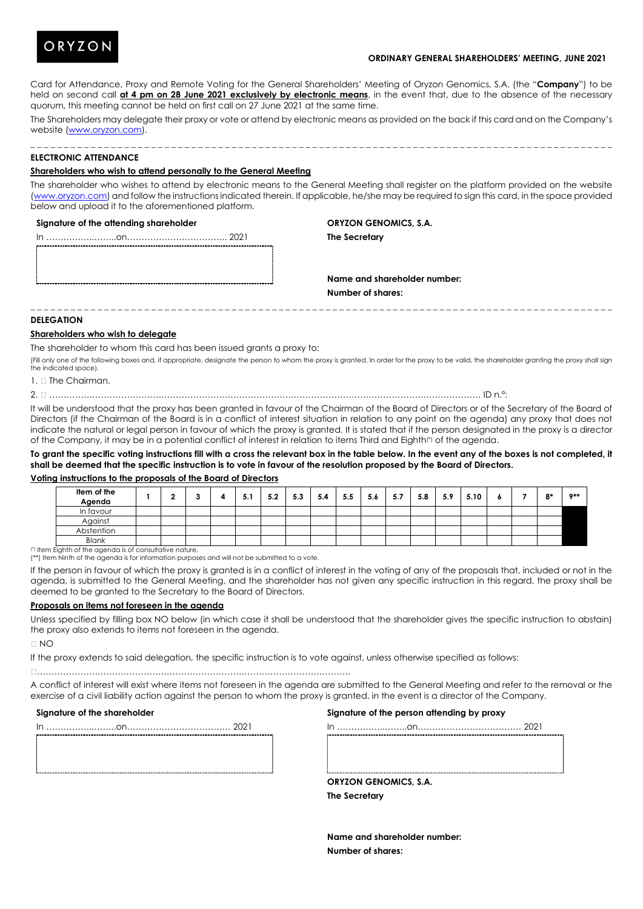ORYZON

**ORDINARY GENERAL SHAREHOLDERS' MEETING, JUNE 2021**

Card for Attendance, Proxy and Remote Voting for the General Shareholders' Meeting of Oryzon Genomics, S.A. (the "**Company**") to be held on second call **at 4 pm on 28 June 2021 exclusively by electronic means**, in the event that, due to the absence of the necessary quorum, this meeting cannot be held on first call on 27 June 2021 at the same time.

The Shareholders may delegate their proxy or vote or attend by electronic means as provided on the back if this card and on the Company's website (www.oryzon.com).

## ELECTRONIC ATTENDANCE

### Shareholders who wish to attend personally to the General Meeting

The shareholder who wishes to attend by electronic means to the General Meeting shall register on the platform provided on the website (www.oryzon.com) and follow the instructions indicated therein. If applicable, he/she may be required to sign this card, in the space provided below and upload it to the aforementioned platform.

**Signature of the attending shareholder**

In ……………..……..on……………………………. 2021

**ORYZON GENOMICS, S.A.**

**The Secretary**

**Name and shareholder number:**

**Number of shares:**

## DELEGATION

### Shareholders who wish to delegate

The shareholder to whom this card has been issued grants a proxy to:

(Fill only one of the following boxes and, if appropriate, designate the person to whom the proxy is granted. In order for the proxy to be valid, the shareholder granting the proxy shall sign the indicated space).

1. □ The Chairman.

2. □ ……………………………………………………………………………………………………………………… ID n.º:

It will be understood that the proxy has been granted in favour of the Chairman of the Board of Directors or of the Secretary of the Board of Directors (if the Chairman of the Board is in a conflict of interest situation in relation to any point on the agenda) any proxy that does not indicate the natural or legal person in favour of which the proxy is granted. It is stated that if the person designated in the proxy is a director of the Company, it may be in a potential conflict of interest in relation to items Third and Eighth(*) of the agenda.

**To grant the specific voting instructions fill with a cross the relevant box in the table below. In the event any of the boxes is not completed, it shall be deemed that the specific instruction is to vote in favour of the resolution proposed by the Board of Directors.**

### Voting instructions to the proposals of the Board of Directors

| Item of the Agenda | 1 | 2 | 3 | 4 | 5.1 | 5.2 | 5.3 | 5.4 | 5.5 | 5.6 | 5.7 | 5.8 | 5.9 | 5.10 | 6 | 7 | 8* | 9** |
|---|---|---|---|---|---|---|---|---|---|---|---|---|---|---|---|---|---|---|
| In favour | | | | | | | | | | | | | | | | | | |
| Against | | | | | | | | | | | | | | | | | | |
| Abstention | | | | | | | | | | | | | | | | | | |
| Blank | | | | | | | | | | | | | | | | | | |

(*) Item Eighth of the agenda is of consultative nature.
(**) Item Ninth of the agenda is for information purposes and will not be submitted to a vote.

If the person in favour of which the proxy is granted is in a conflict of interest in the voting of any of the proposals that, included or not in the agenda, is submitted to the General Meeting, and the shareholder has not given any specific instruction in this regard, the proxy shall be deemed to be granted to the Secretary to the Board of Directors.

### Proposals on items not foreseen in the agenda

Unless specified by filling box NO below (in which case it shall be understood that the shareholder gives the specific instruction to abstain) the proxy also extends to items not foreseen in the agenda.

□ NO

If the proxy extends to said delegation, the specific instruction is to vote against, unless otherwise specified as follows:

□…………………………………………………………………………………………………

A conflict of interest will exist where items not foreseen in the agenda are submitted to the General Meeting and refer to the removal or the exercise of a civil liability action against the person to whom the proxy is granted, in the event is a director of the Company.

**Signature of the shareholder**

In ……………..……..on……………………………. 2021

**Signature of the person attending by proxy**

In ……………..……..on……………………………. 2021

**ORYZON GENOMICS, S.A.**

**The Secretary**

**Name and shareholder number:**

**Number of shares:**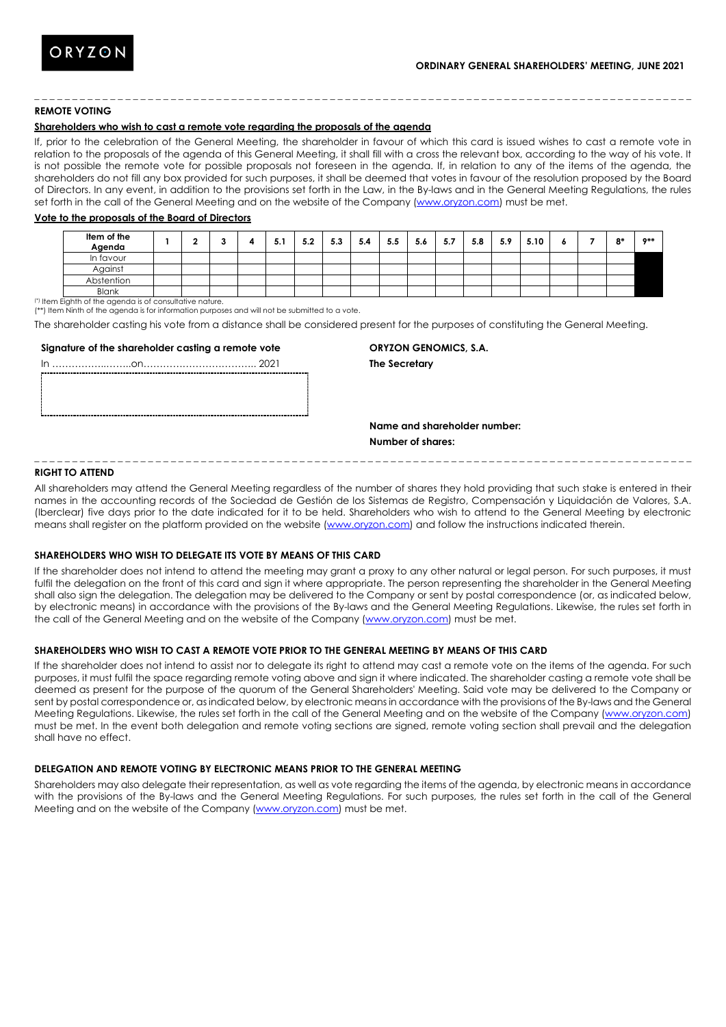**ORDINARY GENERAL SHAREHOLDERS' MEETING, JUNE 2021**

**REMOTE VOTING**

**Shareholders who wish to cast a remote vote regarding the proposals of the agenda**

If, prior to the celebration of the General Meeting, the shareholder in favour of which this card is issued wishes to cast a remote vote in relation to the proposals of the agenda of this General Meeting, it shall fill with a cross the relevant box, according to the way of his vote. It is not possible the remote vote for possible proposals not foreseen in the agenda. If, in relation to any of the items of the agenda, the shareholders do not fill any box provided for such purposes, it shall be deemed that votes in favour of the resolution proposed by the Board of Directors. In any event, in addition to the provisions set forth in the Law, in the By-laws and in the General Meeting Regulations, the rules set forth in the call of the General Meeting and on the website of the Company (www.oryzon.com) must be met.

**Vote to the proposals of the Board of Directors**

| Item of the Agenda | 1 | 2 | 3 | 4 | 5.1 | 5.2 | 5.3 | 5.4 | 5.5 | 5.6 | 5.7 | 5.8 | 5.9 | 5.10 | 6 | 7 | 8* | 9** |
|---|---|---|---|---|---|---|---|---|---|---|---|---|---|---|---|---|---|---|
| In favour | | | | | | | | | | | | | | | | | | |
| Against | | | | | | | | | | | | | | | | | | |
| Abstention | | | | | | | | | | | | | | | | | | |
| Blank | | | | | | | | | | | | | | | | | | |

(*) Item Eighth of the agenda is of consultative nature.
(**) Item Ninth of the agenda is for information purposes and will not be submitted to a vote.

The shareholder casting his vote from a distance shall be considered present for the purposes of constituting the General Meeting.

**Signature of the shareholder casting a remote vote**

In ……………..……..on……………………………. 2021

**ORYZON GENOMICS, S.A.**

**The Secretary**

**Name and shareholder number:**

**Number of shares:**

**RIGHT TO ATTEND**

All shareholders may attend the General Meeting regardless of the number of shares they hold providing that such stake is entered in their names in the accounting records of the Sociedad de Gestión de los Sistemas de Registro, Compensación y Liquidación de Valores, S.A. (Iberclear) five days prior to the date indicated for it to be held. Shareholders who wish to attend to the General Meeting by electronic means shall register on the platform provided on the website (www.oryzon.com) and follow the instructions indicated therein.

**SHAREHOLDERS WHO WISH TO DELEGATE ITS VOTE BY MEANS OF THIS CARD**

If the shareholder does not intend to attend the meeting may grant a proxy to any other natural or legal person. For such purposes, it must fulfil the delegation on the front of this card and sign it where appropriate. The person representing the shareholder in the General Meeting shall also sign the delegation. The delegation may be delivered to the Company or sent by postal correspondence (or, as indicated below, by electronic means) in accordance with the provisions of the By-laws and the General Meeting Regulations. Likewise, the rules set forth in the call of the General Meeting and on the website of the Company (www.oryzon.com) must be met.

**SHAREHOLDERS WHO WISH TO CAST A REMOTE VOTE PRIOR TO THE GENERAL MEETING BY MEANS OF THIS CARD**

If the shareholder does not intend to assist nor to delegate its right to attend may cast a remote vote on the items of the agenda. For such purposes, it must fulfil the space regarding remote voting above and sign it where indicated. The shareholder casting a remote vote shall be deemed as present for the purpose of the quorum of the General Shareholders' Meeting. Said vote may be delivered to the Company or sent by postal correspondence or, as indicated below, by electronic means in accordance with the provisions of the By-laws and the General Meeting Regulations. Likewise, the rules set forth in the call of the General Meeting and on the website of the Company (www.oryzon.com) must be met. In the event both delegation and remote voting sections are signed, remote voting section shall prevail and the delegation shall have no effect.

**DELEGATION AND REMOTE VOTING BY ELECTRONIC MEANS PRIOR TO THE GENERAL MEETING**

Shareholders may also delegate their representation, as well as vote regarding the items of the agenda, by electronic means in accordance with the provisions of the By-laws and the General Meeting Regulations. For such purposes, the rules set forth in the call of the General Meeting and on the website of the Company (www.oryzon.com) must be met.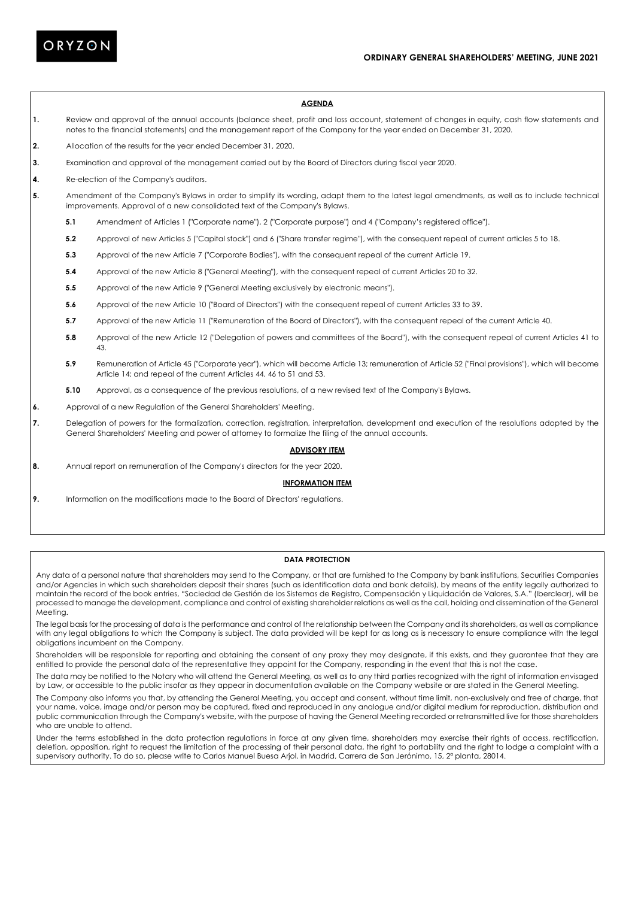## AGENDA

**1.** Review and approval of the annual accounts (balance sheet, profit and loss account, statement of changes in equity, cash flow statements and notes to the financial statements) and the management report of the Company for the year ended on December 31, 2020.

**2.** Allocation of the results for the year ended December 31, 2020.

**3.** Examination and approval of the management carried out by the Board of Directors during fiscal year 2020.

**4.** Re-election of the Company's auditors.

**5.** Amendment of the Company's Bylaws in order to simplify its wording, adapt them to the latest legal amendments, as well as to include technical improvements. Approval of a new consolidated text of the Company's Bylaws.

- **5.1** Amendment of Articles 1 ("Corporate name"), 2 ("Corporate purpose") and 4 ("Company's registered office").
- **5.2** Approval of new Articles 5 ("Capital stock") and 6 ("Share transfer regime"), with the consequent repeal of current articles 5 to 18.
- **5.3** Approval of the new Article 7 ("Corporate Bodies"), with the consequent repeal of the current Article 19.
- **5.4** Approval of the new Article 8 ("General Meeting"), with the consequent repeal of current Articles 20 to 32.
- **5.5** Approval of the new Article 9 ("General Meeting exclusively by electronic means").
- **5.6** Approval of the new Article 10 ("Board of Directors") with the consequent repeal of current Articles 33 to 39.
- **5.7** Approval of the new Article 11 ("Remuneration of the Board of Directors"), with the consequent repeal of the current Article 40.
- **5.8** Approval of the new Article 12 ("Delegation of powers and committees of the Board"), with the consequent repeal of current Articles 41 to 43.
- **5.9** Remuneration of Article 45 ("Corporate year"), which will become Article 13; remuneration of Article 52 ("Final provisions"), which will become Article 14; and repeal of the current Articles 44, 46 to 51 and 53.
- **5.10** Approval, as a consequence of the previous resolutions, of a new revised text of the Company's Bylaws.

**6.** Approval of a new Regulation of the General Shareholders' Meeting.

**7.** Delegation of powers for the formalization, correction, registration, interpretation, development and execution of the resolutions adopted by the General Shareholders' Meeting and power of attorney to formalize the filing of the annual accounts.

## ADVISORY ITEM

**8.** Annual report on remuneration of the Company's directors for the year 2020.

## INFORMATION ITEM

**9.** Information on the modifications made to the Board of Directors' regulations.

## DATA PROTECTION

Any data of a personal nature that shareholders may send to the Company, or that are furnished to the Company by bank institutions, Securities Companies and/or Agencies in which such shareholders deposit their shares (such as identification data and bank details), by means of the entity legally authorized to maintain the record of the book entries, "Sociedad de Gestión de los Sistemas de Registro, Compensación y Liquidación de Valores, S.A." (Iberclear), will be processed to manage the development, compliance and control of existing shareholder relations as well as the call, holding and dissemination of the General Meeting.

The legal basis for the processing of data is the performance and control of the relationship between the Company and its shareholders, as well as compliance with any legal obligations to which the Company is subject. The data provided will be kept for as long as is necessary to ensure compliance with the legal obligations incumbent on the Company.

Shareholders will be responsible for reporting and obtaining the consent of any proxy they may designate, if this exists, and they guarantee that they are entitled to provide the personal data of the representative they appoint for the Company, responding in the event that this is not the case.

The data may be notified to the Notary who will attend the General Meeting, as well as to any third parties recognized with the right of information envisaged by Law, or accessible to the public insofar as they appear in documentation available on the Company website or are stated in the General Meeting.

The Company also informs you that, by attending the General Meeting, you accept and consent, without time limit, non-exclusively and free of charge, that your name, voice, image and/or person may be captured, fixed and reproduced in any analogue and/or digital medium for reproduction, distribution and public communication through the Company's website, with the purpose of having the General Meeting recorded or retransmitted live for those shareholders who are unable to attend.

Under the terms established in the data protection regulations in force at any given time, shareholders may exercise their rights of access, rectification, deletion, opposition, right to request the limitation of the processing of their personal data, the right to portability and the right to lodge a complaint with a supervisory authority. To do so, please write to Carlos Manuel Buesa Arjol, in Madrid, Carrera de San Jerónimo, 15, 2ª planta, 28014.